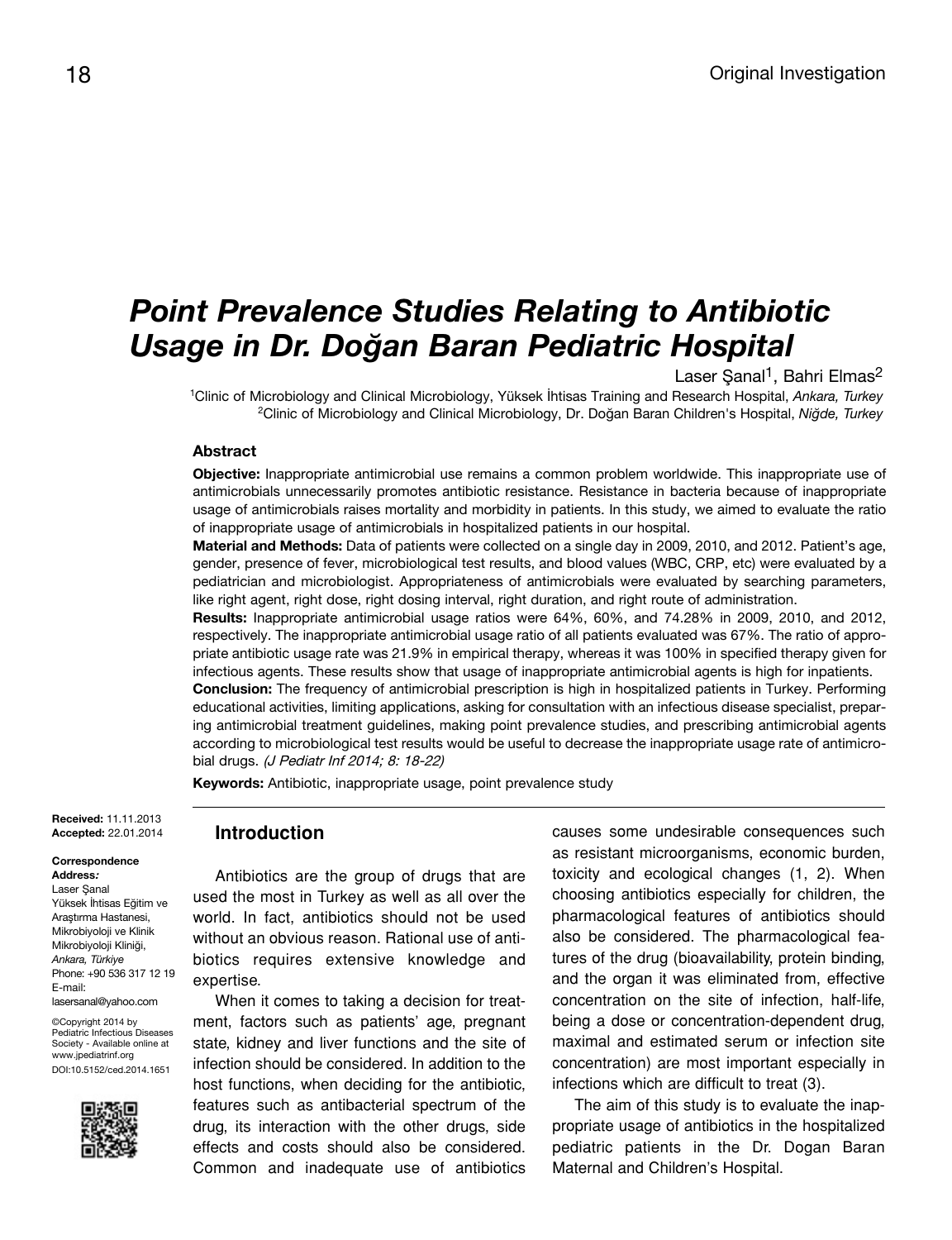Original Investigation

# Point Prevalence Studies Relating to Antibiotic Usage in Dr. Doğan Baran Pediatric Hospital

Laser Şanal[1], Bahri Elmas[2]

[1]Clinic of Microbiology and Clinical Microbiology, Yüksek İhtisas Training and Research Hospital, *Ankara, Turkey*
[2]Clinic of Microbiology and Clinical Microbiology, Dr. Doğan Baran Children's Hospital, *Niğde, Turkey*

### Abstract

**Objective:** Inappropriate antimicrobial use remains a common problem worldwide. This inappropriate use of antimicrobials unnecessarily promotes antibiotic resistance. Resistance in bacteria because of inappropriate usage of antimicrobials raises mortality and morbidity in patients. In this study, we aimed to evaluate the ratio of inappropriate usage of antimicrobials in hospitalized patients in our hospital.

**Material and Methods:** Data of patients were collected on a single day in 2009, 2010, and 2012. Patient's age, gender, presence of fever, microbiological test results, and blood values (WBC, CRP, etc) were evaluated by a pediatrician and microbiologist. Appropriateness of antimicrobials were evaluated by searching parameters, like right agent, right dose, right dosing interval, right duration, and right route of administration.

**Results:** Inappropriate antimicrobial usage ratios were 64%, 60%, and 74.28% in 2009, 2010, and 2012, respectively. The inappropriate antimicrobial usage ratio of all patients evaluated was 67%. The ratio of appropriate antibiotic usage rate was 21.9% in empirical therapy, whereas it was 100% in specified therapy given for infectious agents. These results show that usage of inappropriate antimicrobial agents is high for inpatients.

**Conclusion:** The frequency of antimicrobial prescription is high in hospitalized patients in Turkey. Performing educational activities, limiting applications, asking for consultation with an infectious disease specialist, preparing antimicrobial treatment guidelines, making point prevalence studies, and prescribing antimicrobial agents according to microbiological test results would be useful to decrease the inappropriate usage rate of antimicrobial drugs. *(J Pediatr Inf 2014; 8: 18-22)*

**Keywords:** Antibiotic, inappropriate usage, point prevalence study

**Received:** 11.11.2013
**Accepted:** 22.01.2014

**Correspondence Address:**
Laser Şanal
Yüksek İhtisas Eğitim ve Araştırma Hastanesi, Mikrobiyoloji ve Klinik Mikrobiyoloji Kliniği, *Ankara, Türkiye*
Phone: +90 536 317 12 19
E-mail: lasersanal@yahoo.com

©Copyright 2014 by Pediatric Infectious Diseases Society - Available online at www.jpediatrinf.org
DOI:10.5152/ced.2014.1651

## Introduction

Antibiotics are the group of drugs that are used the most in Turkey as well as all over the world. In fact, antibiotics should not be used without an obvious reason. Rational use of antibiotics requires extensive knowledge and expertise.

When it comes to taking a decision for treatment, factors such as patients' age, pregnant state, kidney and liver functions and the site of infection should be considered. In addition to the host functions, when deciding for the antibiotic, features such as antibacterial spectrum of the drug, its interaction with the other drugs, side effects and costs should also be considered. Common and inadequate use of antibiotics causes some undesirable consequences such as resistant microorganisms, economic burden, toxicity and ecological changes (1, 2). When choosing antibiotics especially for children, the pharmacological features of antibiotics should also be considered. The pharmacological features of the drug (bioavailability, protein binding, and the organ it was eliminated from, effective concentration on the site of infection, half-life, being a dose or concentration-dependent drug, maximal and estimated serum or infection site concentration) are most important especially in infections which are difficult to treat (3).

The aim of this study is to evaluate the inappropriate usage of antibiotics in the hospitalized pediatric patients in the Dr. Dogan Baran Maternal and Children's Hospital.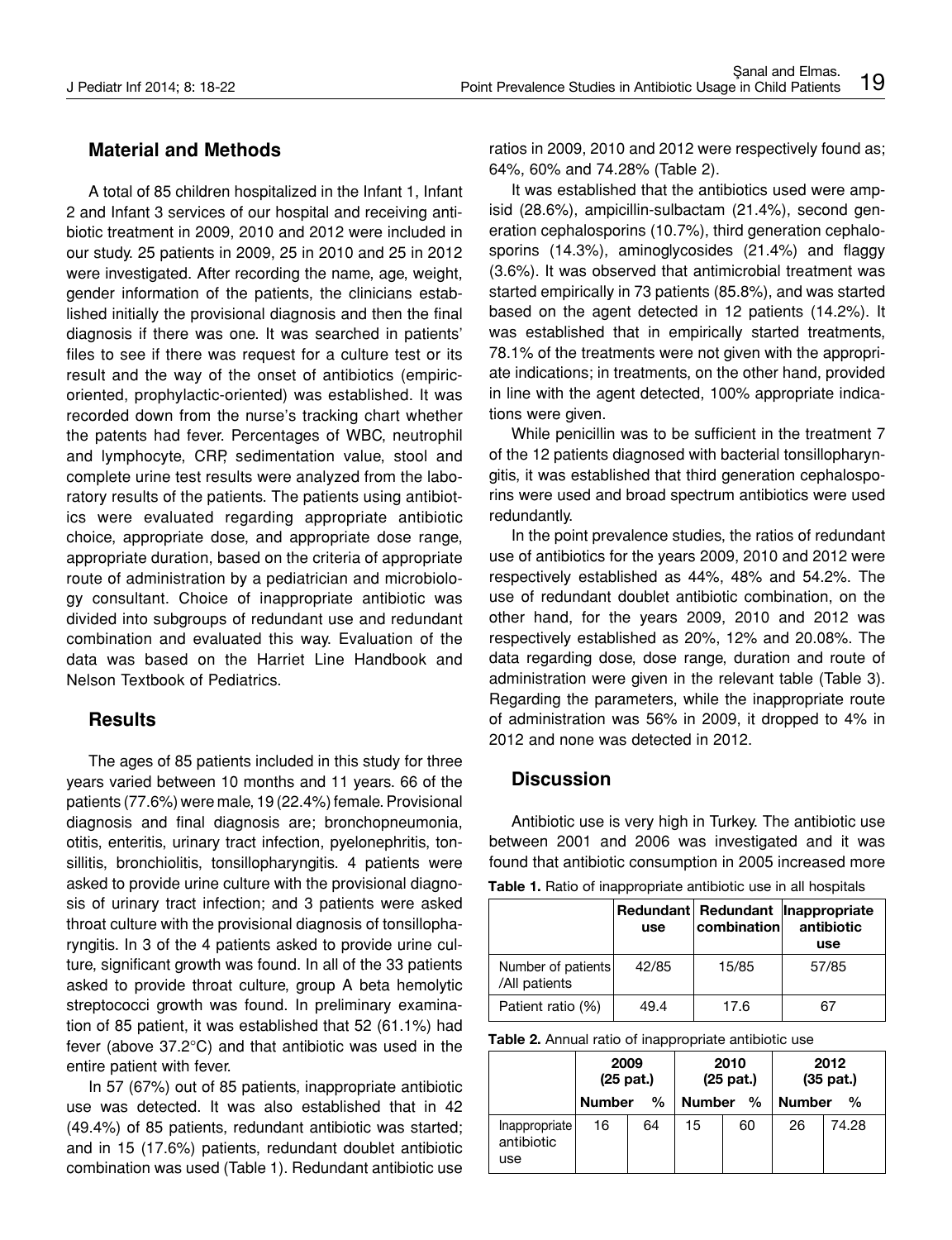## Material and Methods

A total of 85 children hospitalized in the Infant 1, Infant 2 and Infant 3 services of our hospital and receiving antibiotic treatment in 2009, 2010 and 2012 were included in our study. 25 patients in 2009, 25 in 2010 and 25 in 2012 were investigated. After recording the name, age, weight, gender information of the patients, the clinicians established initially the provisional diagnosis and then the final diagnosis if there was one. It was searched in patients' files to see if there was request for a culture test or its result and the way of the onset of antibiotics (empiric-oriented, prophylactic-oriented) was established. It was recorded down from the nurse's tracking chart whether the patents had fever. Percentages of WBC, neutrophil and lymphocyte, CRP, sedimentation value, stool and complete urine test results were analyzed from the laboratory results of the patients. The patients using antibiotics were evaluated regarding appropriate antibiotic choice, appropriate dose, and appropriate dose range, appropriate duration, based on the criteria of appropriate route of administration by a pediatrician and microbiology consultant. Choice of inappropriate antibiotic was divided into subgroups of redundant use and redundant combination and evaluated this way. Evaluation of the data was based on the Harriet Line Handbook and Nelson Textbook of Pediatrics.

## Results

The ages of 85 patients included in this study for three years varied between 10 months and 11 years. 66 of the patients (77.6%) were male, 19 (22.4%) female. Provisional diagnosis and final diagnosis are; bronchopneumonia, otitis, enteritis, urinary tract infection, pyelonephritis, tonsillitis, bronchiolitis, tonsillopharyngitis. 4 patients were asked to provide urine culture with the provisional diagnosis of urinary tract infection; and 3 patients were asked throat culture with the provisional diagnosis of tonsillopharyngitis. In 3 of the 4 patients asked to provide urine culture, significant growth was found. In all of the 33 patients asked to provide throat culture, group A beta hemolytic streptococci growth was found. In preliminary examination of 85 patient, it was established that 52 (61.1%) had fever (above 37.2°C) and that antibiotic was used in the entire patient with fever.

In 57 (67%) out of 85 patients, inappropriate antibiotic use was detected. It was also established that in 42 (49.4%) of 85 patients, redundant antibiotic was started; and in 15 (17.6%) patients, redundant doublet antibiotic combination was used (Table 1). Redundant antibiotic use ratios in 2009, 2010 and 2012 were respectively found as; 64%, 60% and 74.28% (Table 2).

It was established that the antibiotics used were ampisid (28.6%), ampicillin-sulbactam (21.4%), second generation cephalosporins (10.7%), third generation cephalosporins (14.3%), aminoglycosides (21.4%) and flaggy (3.6%). It was observed that antimicrobial treatment was started empirically in 73 patients (85.8%), and was started based on the agent detected in 12 patients (14.2%). It was established that in empirically started treatments, 78.1% of the treatments were not given with the appropriate indications; in treatments, on the other hand, provided in line with the agent detected, 100% appropriate indications were given.

While penicillin was to be sufficient in the treatment 7 of the 12 patients diagnosed with bacterial tonsillopharyngitis, it was established that third generation cephalosporins were used and broad spectrum antibiotics were used redundantly.

In the point prevalence studies, the ratios of redundant use of antibiotics for the years 2009, 2010 and 2012 were respectively established as 44%, 48% and 54.2%. The use of redundant doublet antibiotic combination, on the other hand, for the years 2009, 2010 and 2012 was respectively established as 20%, 12% and 20.08%. The data regarding dose, dose range, duration and route of administration were given in the relevant table (Table 3). Regarding the parameters, while the inappropriate route of administration was 56% in 2009, it dropped to 4% in 2012 and none was detected in 2012.

## Discussion

Antibiotic use is very high in Turkey. The antibiotic use between 2001 and 2006 was investigated and it was found that antibiotic consumption in 2005 increased more

**Table 1.** Ratio of inappropriate antibiotic use in all hospitals

| | Redundant use | Redundant combination | Inappropriate antibiotic use |
|---|---|---|---|
| Number of patients /All patients | 42/85 | 15/85 | 57/85 |
| Patient ratio (%) | 49.4 | 17.6 | 67 |

**Table 2.** Annual ratio of inappropriate antibiotic use

| | 2009 (25 pat.) | | 2010 (25 pat.) | | 2012 (35 pat.) | |
|---|---|---|---|---|---|---|
| | Number | % | Number | % | Number | % |
| Inappropriate antibiotic use | 16 | 64 | 15 | 60 | 26 | 74.28 |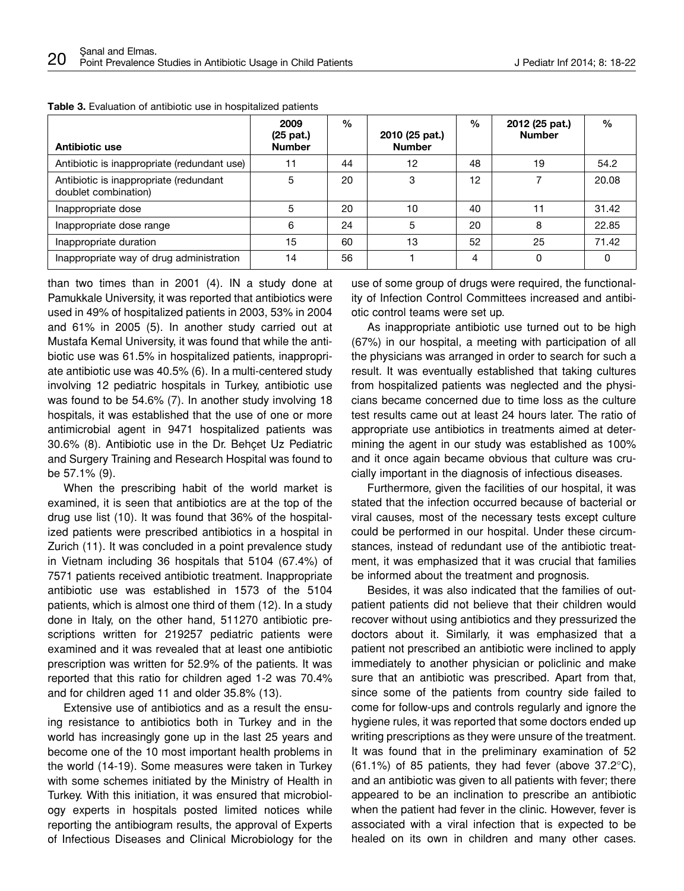**Table 3.** Evaluation of antibiotic use in hospitalized patients

| Antibiotic use | 2009 (25 pat.) Number | % | 2010 (25 pat.) Number | % | 2012 (25 pat.) Number | % |
|---|---|---|---|---|---|---|
| Antibiotic is inappropriate (redundant use) | 11 | 44 | 12 | 48 | 19 | 54.2 |
| Antibiotic is inappropriate (redundant doublet combination) | 5 | 20 | 3 | 12 | 7 | 20.08 |
| Inappropriate dose | 5 | 20 | 10 | 40 | 11 | 31.42 |
| Inappropriate dose range | 6 | 24 | 5 | 20 | 8 | 22.85 |
| Inappropriate duration | 15 | 60 | 13 | 52 | 25 | 71.42 |
| Inappropriate way of drug administration | 14 | 56 | 1 | 4 | 0 | 0 |

than two times than in 2001 (4). IN a study done at Pamukkale University, it was reported that antibiotics were used in 49% of hospitalized patients in 2003, 53% in 2004 and 61% in 2005 (5). In another study carried out at Mustafa Kemal University, it was found that while the antibiotic use was 61.5% in hospitalized patients, inappropriate antibiotic use was 40.5% (6). In a multi-centered study involving 12 pediatric hospitals in Turkey, antibiotic use was found to be 54.6% (7). In another study involving 18 hospitals, it was established that the use of one or more antimicrobial agent in 9471 hospitalized patients was 30.6% (8). Antibiotic use in the Dr. Behçet Uz Pediatric and Surgery Training and Research Hospital was found to be 57.1% (9).

When the prescribing habit of the world market is examined, it is seen that antibiotics are at the top of the drug use list (10). It was found that 36% of the hospitalized patients were prescribed antibiotics in a hospital in Zurich (11). It was concluded in a point prevalence study in Vietnam including 36 hospitals that 5104 (67.4%) of 7571 patients received antibiotic treatment. Inappropriate antibiotic use was established in 1573 of the 5104 patients, which is almost one third of them (12). In a study done in Italy, on the other hand, 511270 antibiotic prescriptions written for 219257 pediatric patients were examined and it was revealed that at least one antibiotic prescription was written for 52.9% of the patients. It was reported that this ratio for children aged 1-2 was 70.4% and for children aged 11 and older 35.8% (13).

Extensive use of antibiotics and as a result the ensuing resistance to antibiotics both in Turkey and in the world has increasingly gone up in the last 25 years and become one of the 10 most important health problems in the world (14-19). Some measures were taken in Turkey with some schemes initiated by the Ministry of Health in Turkey. With this initiation, it was ensured that microbiology experts in hospitals posted limited notices while reporting the antibiogram results, the approval of Experts of Infectious Diseases and Clinical Microbiology for the use of some group of drugs were required, the functionality of Infection Control Committees increased and antibiotic control teams were set up.

As inappropriate antibiotic use turned out to be high (67%) in our hospital, a meeting with participation of all the physicians was arranged in order to search for such a result. It was eventually established that taking cultures from hospitalized patients was neglected and the physicians became concerned due to time loss as the culture test results came out at least 24 hours later. The ratio of appropriate use antibiotics in treatments aimed at determining the agent in our study was established as 100% and it once again became obvious that culture was crucially important in the diagnosis of infectious diseases.

Furthermore, given the facilities of our hospital, it was stated that the infection occurred because of bacterial or viral causes, most of the necessary tests except culture could be performed in our hospital. Under these circumstances, instead of redundant use of the antibiotic treatment, it was emphasized that it was crucial that families be informed about the treatment and prognosis.

Besides, it was also indicated that the families of outpatient patients did not believe that their children would recover without using antibiotics and they pressurized the doctors about it. Similarly, it was emphasized that a patient not prescribed an antibiotic were inclined to apply immediately to another physician or policlinic and make sure that an antibiotic was prescribed. Apart from that, since some of the patients from country side failed to come for follow-ups and controls regularly and ignore the hygiene rules, it was reported that some doctors ended up writing prescriptions as they were unsure of the treatment. It was found that in the preliminary examination of 52 (61.1%) of 85 patients, they had fever (above 37.2°C), and an antibiotic was given to all patients with fever; there appeared to be an inclination to prescribe an antibiotic when the patient had fever in the clinic. However, fever is associated with a viral infection that is expected to be healed on its own in children and many other cases.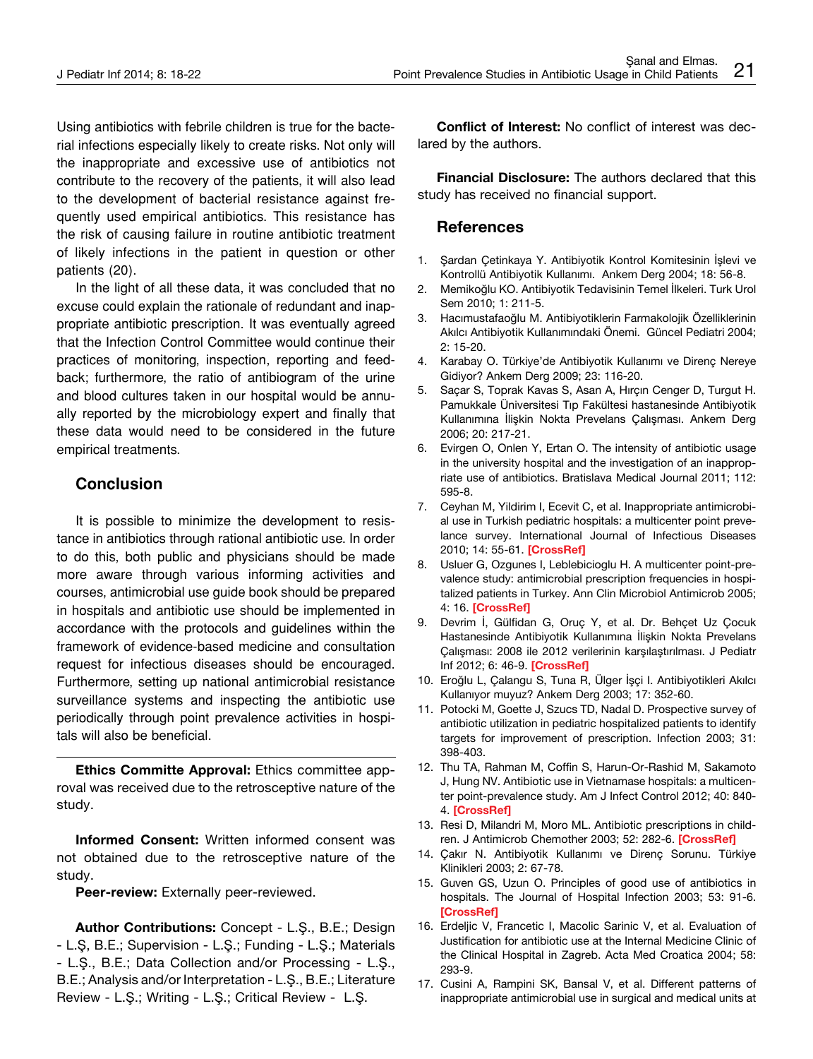Using antibiotics with febrile children is true for the bacterial infections especially likely to create risks. Not only will the inappropriate and excessive use of antibiotics not contribute to the recovery of the patients, it will also lead to the development of bacterial resistance against frequently used empirical antibiotics. This resistance has the risk of causing failure in routine antibiotic treatment of likely infections in the patient in question or other patients (20).

In the light of all these data, it was concluded that no excuse could explain the rationale of redundant and inappropriate antibiotic prescription. It was eventually agreed that the Infection Control Committee would continue their practices of monitoring, inspection, reporting and feedback; furthermore, the ratio of antibiogram of the urine and blood cultures taken in our hospital would be annually reported by the microbiology expert and finally that these data would need to be considered in the future empirical treatments.

## Conclusion

It is possible to minimize the development to resistance in antibiotics through rational antibiotic use. In order to do this, both public and physicians should be made more aware through various informing activities and courses, antimicrobial use guide book should be prepared in hospitals and antibiotic use should be implemented in accordance with the protocols and guidelines within the framework of evidence-based medicine and consultation request for infectious diseases should be encouraged. Furthermore, setting up national antimicrobial resistance surveillance systems and inspecting the antibiotic use periodically through point prevalence activities in hospitals will also be beneficial.

**Ethics Committe Approval:** Ethics committee approval was received due to the retrosceptive nature of the study.

**Informed Consent:** Written informed consent was not obtained due to the retrosceptive nature of the study.

**Peer-review:** Externally peer-reviewed.

**Author Contributions:** Concept - L.Ş., B.E.; Design - L.Ş, B.E.; Supervision - L.Ş.; Funding - L.Ş.; Materials - L.Ş., B.E.; Data Collection and/or Processing - L.Ş., B.E.; Analysis and/or Interpretation - L.Ş., B.E.; Literature Review - L.Ş.; Writing - L.Ş.; Critical Review - L.Ş.

**Conflict of Interest:** No conflict of interest was declared by the authors.

**Financial Disclosure:** The authors declared that this study has received no financial support.

## References

1. Şardan Çetinkaya Y. Antibiyotik Kontrol Komitesinin İşlevi ve Kontrollü Antibiyotik Kullanımı. Ankem Derg 2004; 18: 56-8.
2. Memikoğlu KO. Antibiyotik Tedavisinin Temel İlkeleri. Turk Urol Sem 2010; 1: 211-5.
3. Hacımustafaoğlu M. Antibiyotiklerin Farmakolojik Özelliklerinin Akılcı Antibiyotik Kullanımındaki Önemi. Güncel Pediatri 2004; 2: 15-20.
4. Karabay O. Türkiye'de Antibiyotik Kullanımı ve Direnç Nereye Gidiyor? Ankem Derg 2009; 23: 116-20.
5. Saçar S, Toprak Kavas S, Asan A, Hırçın Cenger D, Turgut H. Pamukkale Üniversitesi Tıp Fakültesi hastanesinde Antibiyotik Kullanımına İlişkin Nokta Prevelans Çalışması. Ankem Derg 2006; 20: 217-21.
6. Evirgen O, Onlen Y, Ertan O. The intensity of antibiotic usage in the university hospital and the investigation of an inappropriate use of antibiotics. Bratislava Medical Journal 2011; 112: 595-8.
7. Ceyhan M, Yildirim I, Ecevit C, et al. Inappropriate antimicrobial use in Turkish pediatric hospitals: a multicenter point prevelance survey. International Journal of Infectious Diseases 2010; 14: 55-61. [CrossRef]
8. Usluer G, Ozgunes I, Leblebicioglu H. A multicenter point-prevalence study: antimicrobial prescription frequencies in hospitalized patients in Turkey. Ann Clin Microbiol Antimicrob 2005; 4: 16. [CrossRef]
9. Devrim İ, Gülfidan G, Oruç Y, et al. Dr. Behçet Uz Çocuk Hastanesinde Antibiyotik Kullanımına İlişkin Nokta Prevelans Çalışması: 2008 ile 2012 verilerinin karşılaştırılması. J Pediatr Inf 2012; 6: 46-9. [CrossRef]
10. Eroğlu L, Çalangu S, Tuna R, Ülger İşçi I. Antibiyotikleri Akılcı Kullanıyor muyuz? Ankem Derg 2003; 17: 352-60.
11. Potocki M, Goette J, Szucs TD, Nadal D. Prospective survey of antibiotic utilization in pediatric hospitalized patients to identify targets for improvement of prescription. Infection 2003; 31: 398-403.
12. Thu TA, Rahman M, Coffin S, Harun-Or-Rashid M, Sakamoto J, Hung NV. Antibiotic use in Vietnamase hospitals: a multicenter point-prevalence study. Am J Infect Control 2012; 40: 840-4. [CrossRef]
13. Resi D, Milandri M, Moro ML. Antibiotic prescriptions in children. J Antimicrob Chemother 2003; 52: 282-6. [CrossRef]
14. Çakır N. Antibiyotik Kullanımı ve Direnç Sorunu. Türkiye Klinikleri 2003; 2: 67-78.
15. Guven GS, Uzun O. Principles of good use of antibiotics in hospitals. The Journal of Hospital Infection 2003; 53: 91-6. [CrossRef]
16. Erdeljic V, Francetic I, Macolic Sarinic V, et al. Evaluation of Justification for antibiotic use at the Internal Medicine Clinic of the Clinical Hospital in Zagreb. Acta Med Croatica 2004; 58: 293-9.
17. Cusini A, Rampini SK, Bansal V, et al. Different patterns of inappropriate antimicrobial use in surgical and medical units at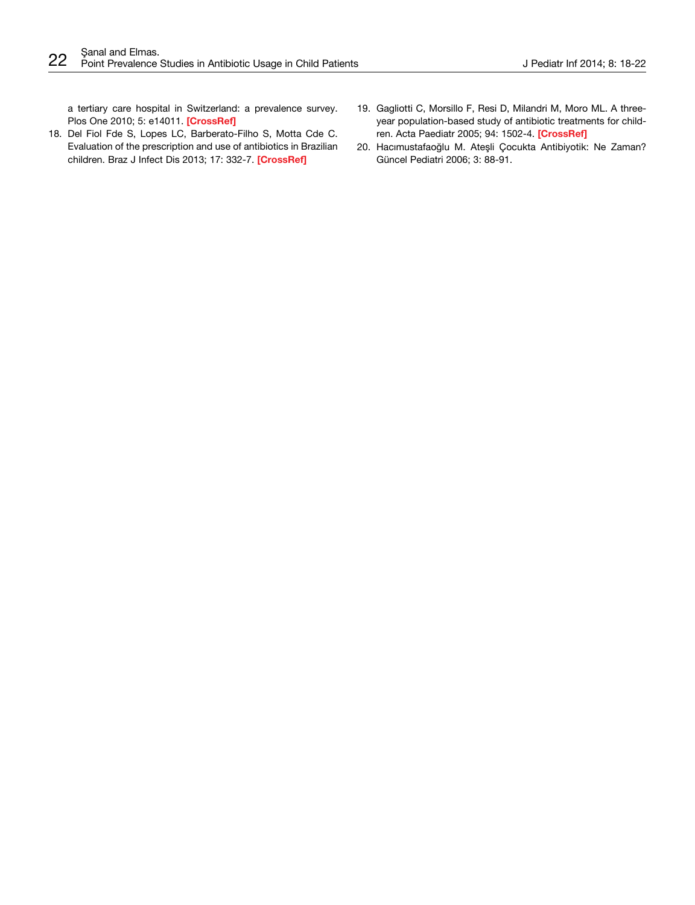a tertiary care hospital in Switzerland: a prevalence survey. Plos One 2010; 5: e14011. [CrossRef]

18. Del Fiol Fde S, Lopes LC, Barberato-Filho S, Motta Cde C. Evaluation of the prescription and use of antibiotics in Brazilian children. Braz J Infect Dis 2013; 17: 332-7. [CrossRef]
19. Gagliotti C, Morsillo F, Resi D, Milandri M, Moro ML. A three-year population-based study of antibiotic treatments for children. Acta Paediatr 2005; 94: 1502-4. [CrossRef]
20. Hacımustafaoğlu M. Ateşli Çocukta Antibiyotik: Ne Zaman? Güncel Pediatri 2006; 3: 88-91.